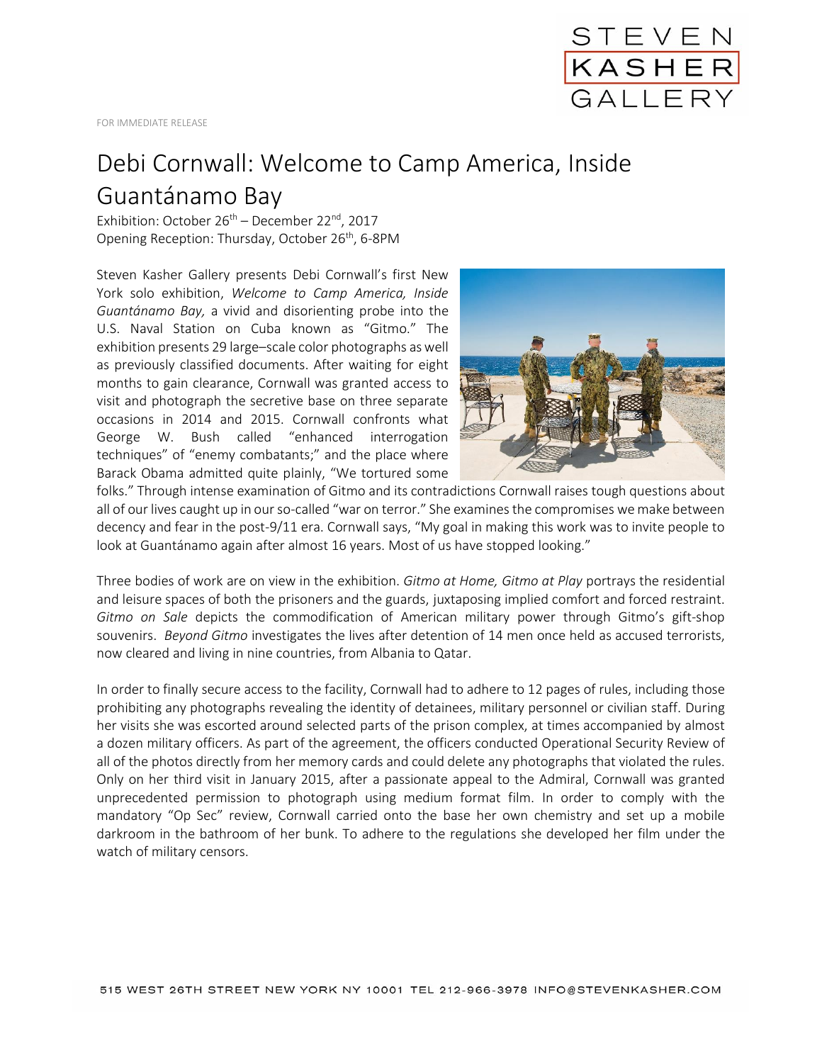STEVEN KASHER GALLERY

FOR IMMEDIATE RELEASE

# Debi Cornwall: Welcome to Camp America, Inside Guantánamo Bay

Exhibition: October 26th – December 22nd, 2017
Opening Reception: Thursday, October 26th, 6-8PM

Steven Kasher Gallery presents Debi Cornwall's first New York solo exhibition, *Welcome to Camp America, Inside Guantánamo Bay,* a vivid and disorienting probe into the U.S. Naval Station on Cuba known as "Gitmo." The exhibition presents 29 large–scale color photographs as well as previously classified documents. After waiting for eight months to gain clearance, Cornwall was granted access to visit and photograph the secretive base on three separate occasions in 2014 and 2015. Cornwall confronts what George W. Bush called "enhanced interrogation techniques" of "enemy combatants;" and the place where Barack Obama admitted quite plainly, "We tortured some folks." Through intense examination of Gitmo and its contradictions Cornwall raises tough questions about all of our lives caught up in our so-called "war on terror." She examines the compromises we make between decency and fear in the post-9/11 era. Cornwall says, "My goal in making this work was to invite people to look at Guantánamo again after almost 16 years. Most of us have stopped looking."

Three bodies of work are on view in the exhibition. *Gitmo at Home, Gitmo at Play* portrays the residential and leisure spaces of both the prisoners and the guards, juxtaposing implied comfort and forced restraint. *Gitmo on Sale* depicts the commodification of American military power through Gitmo's gift-shop souvenirs. *Beyond Gitmo* investigates the lives after detention of 14 men once held as accused terrorists, now cleared and living in nine countries, from Albania to Qatar.

In order to finally secure access to the facility, Cornwall had to adhere to 12 pages of rules, including those prohibiting any photographs revealing the identity of detainees, military personnel or civilian staff. During her visits she was escorted around selected parts of the prison complex, at times accompanied by almost a dozen military officers. As part of the agreement, the officers conducted Operational Security Review of all of the photos directly from her memory cards and could delete any photographs that violated the rules. Only on her third visit in January 2015, after a passionate appeal to the Admiral, Cornwall was granted unprecedented permission to photograph using medium format film. In order to comply with the mandatory "Op Sec" review, Cornwall carried onto the base her own chemistry and set up a mobile darkroom in the bathroom of her bunk. To adhere to the regulations she developed her film under the watch of military censors.

515 WEST 26TH STREET NEW YORK NY 10001 TEL 212-966-3978 INFO@STEVENKASHER.COM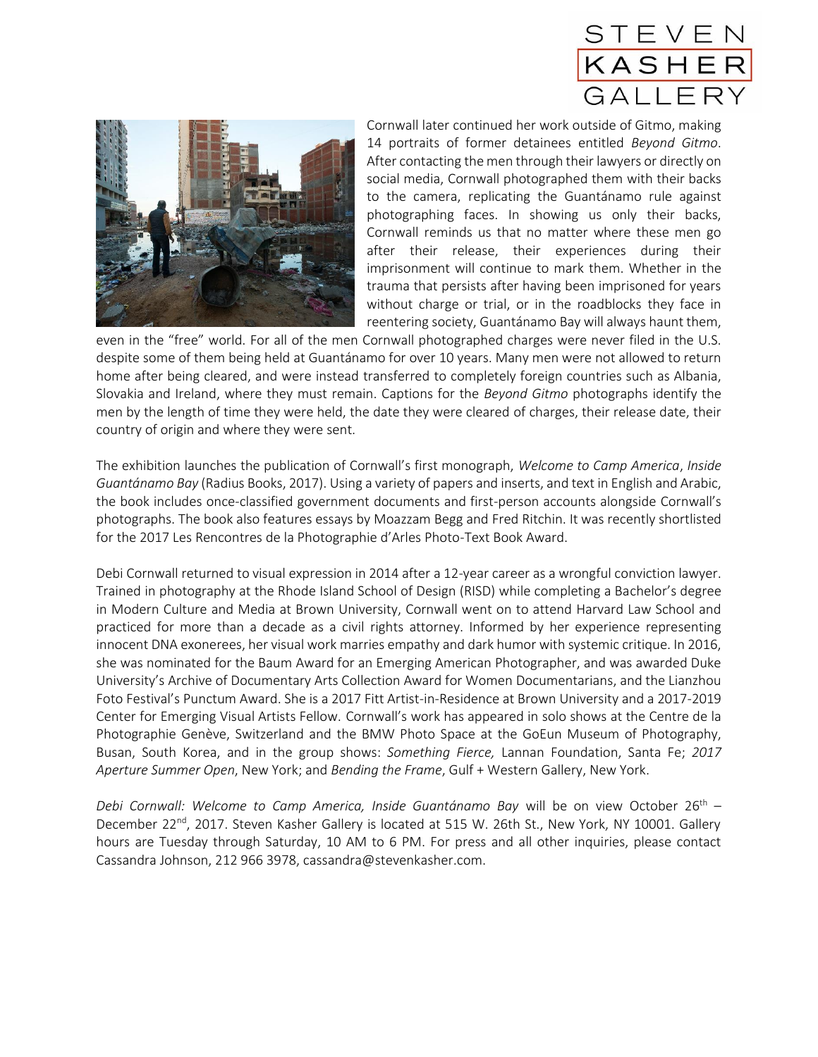Cornwall later continued her work outside of Gitmo, making 14 portraits of former detainees entitled *Beyond Gitmo*. After contacting the men through their lawyers or directly on social media, Cornwall photographed them with their backs to the camera, replicating the Guantánamo rule against photographing faces. In showing us only their backs, Cornwall reminds us that no matter where these men go after their release, their experiences during their imprisonment will continue to mark them. Whether in the trauma that persists after having been imprisoned for years without charge or trial, or in the roadblocks they face in reentering society, Guantánamo Bay will always haunt them, even in the "free" world. For all of the men Cornwall photographed charges were never filed in the U.S. despite some of them being held at Guantánamo for over 10 years. Many men were not allowed to return home after being cleared, and were instead transferred to completely foreign countries such as Albania, Slovakia and Ireland, where they must remain. Captions for the *Beyond Gitmo* photographs identify the men by the length of time they were held, the date they were cleared of charges, their release date, their country of origin and where they were sent.

The exhibition launches the publication of Cornwall's first monograph, *Welcome to Camp America*, *Inside Guantánamo Bay* (Radius Books, 2017). Using a variety of papers and inserts, and text in English and Arabic, the book includes once-classified government documents and first-person accounts alongside Cornwall's photographs. The book also features essays by Moazzam Begg and Fred Ritchin. It was recently shortlisted for the 2017 Les Rencontres de la Photographie d'Arles Photo-Text Book Award.

Debi Cornwall returned to visual expression in 2014 after a 12-year career as a wrongful conviction lawyer. Trained in photography at the Rhode Island School of Design (RISD) while completing a Bachelor's degree in Modern Culture and Media at Brown University, Cornwall went on to attend Harvard Law School and practiced for more than a decade as a civil rights attorney. Informed by her experience representing innocent DNA exonerees, her visual work marries empathy and dark humor with systemic critique. In 2016, she was nominated for the Baum Award for an Emerging American Photographer, and was awarded Duke University's Archive of Documentary Arts Collection Award for Women Documentarians, and the Lianzhou Foto Festival's Punctum Award. She is a 2017 Fitt Artist-in-Residence at Brown University and a 2017-2019 Center for Emerging Visual Artists Fellow. Cornwall's work has appeared in solo shows at the Centre de la Photographie Genève, Switzerland and the BMW Photo Space at the GoEun Museum of Photography, Busan, South Korea, and in the group shows: *Something Fierce,* Lannan Foundation, Santa Fe; *2017 Aperture Summer Open*, New York; and *Bending the Frame*, Gulf + Western Gallery, New York.

*Debi Cornwall: Welcome to Camp America, Inside Guantánamo Bay* will be on view October 26th – December 22nd, 2017. Steven Kasher Gallery is located at 515 W. 26th St., New York, NY 10001. Gallery hours are Tuesday through Saturday, 10 AM to 6 PM. For press and all other inquiries, please contact Cassandra Johnson, 212 966 3978, cassandra@stevenkasher.com.